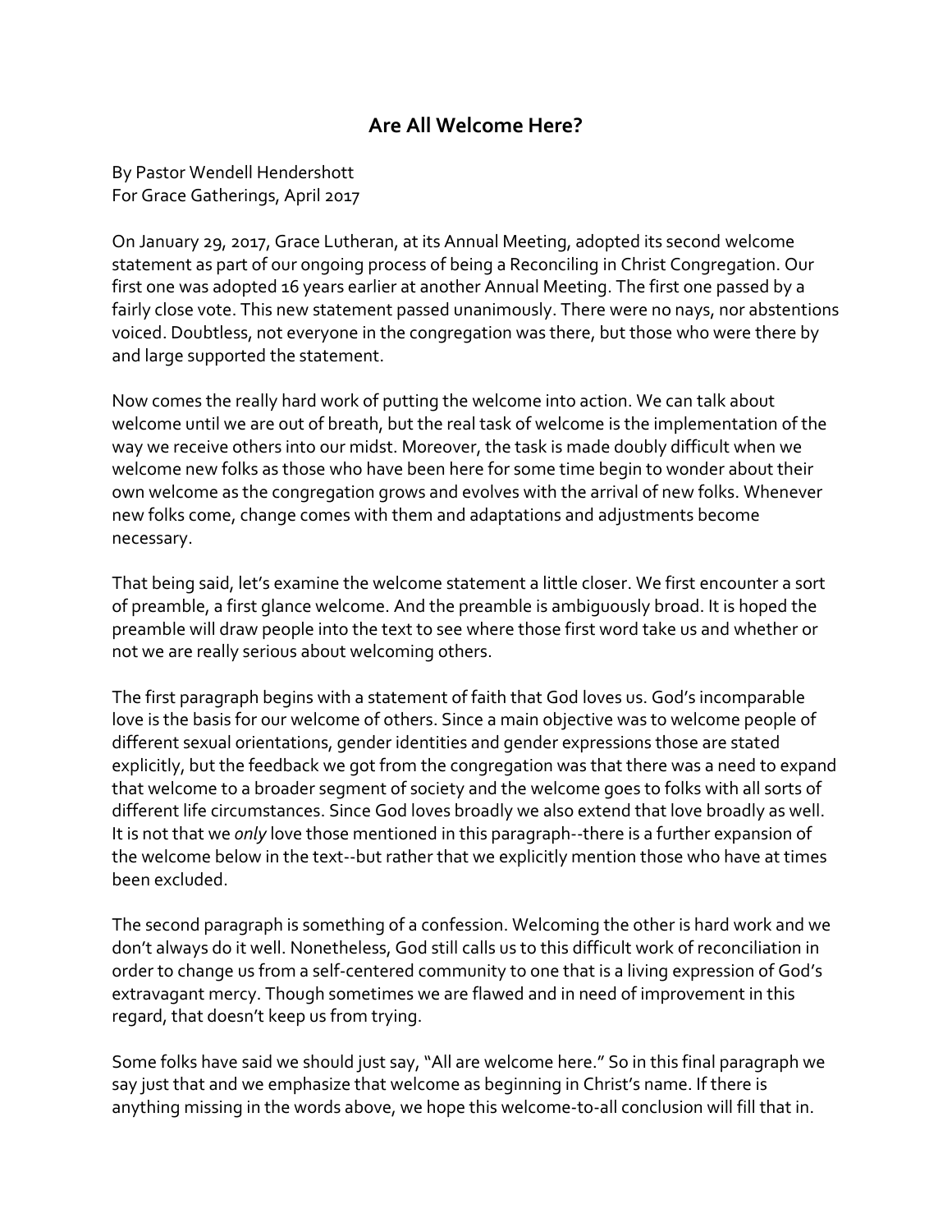# Are All Welcome Here?

By Pastor Wendell Hendershott
For Grace Gatherings, April 2017

On January 29, 2017, Grace Lutheran, at its Annual Meeting, adopted its second welcome statement as part of our ongoing process of being a Reconciling in Christ Congregation. Our first one was adopted 16 years earlier at another Annual Meeting. The first one passed by a fairly close vote. This new statement passed unanimously. There were no nays, nor abstentions voiced. Doubtless, not everyone in the congregation was there, but those who were there by and large supported the statement.

Now comes the really hard work of putting the welcome into action. We can talk about welcome until we are out of breath, but the real task of welcome is the implementation of the way we receive others into our midst. Moreover, the task is made doubly difficult when we welcome new folks as those who have been here for some time begin to wonder about their own welcome as the congregation grows and evolves with the arrival of new folks. Whenever new folks come, change comes with them and adaptations and adjustments become necessary.

That being said, let's examine the welcome statement a little closer. We first encounter a sort of preamble, a first glance welcome. And the preamble is ambiguously broad. It is hoped the preamble will draw people into the text to see where those first word take us and whether or not we are really serious about welcoming others.

The first paragraph begins with a statement of faith that God loves us. God's incomparable love is the basis for our welcome of others. Since a main objective was to welcome people of different sexual orientations, gender identities and gender expressions those are stated explicitly, but the feedback we got from the congregation was that there was a need to expand that welcome to a broader segment of society and the welcome goes to folks with all sorts of different life circumstances. Since God loves broadly we also extend that love broadly as well. It is not that we *only* love those mentioned in this paragraph--there is a further expansion of the welcome below in the text--but rather that we explicitly mention those who have at times been excluded.

The second paragraph is something of a confession. Welcoming the other is hard work and we don't always do it well. Nonetheless, God still calls us to this difficult work of reconciliation in order to change us from a self-centered community to one that is a living expression of God's extravagant mercy. Though sometimes we are flawed and in need of improvement in this regard, that doesn't keep us from trying.

Some folks have said we should just say, "All are welcome here." So in this final paragraph we say just that and we emphasize that welcome as beginning in Christ's name. If there is anything missing in the words above, we hope this welcome-to-all conclusion will fill that in.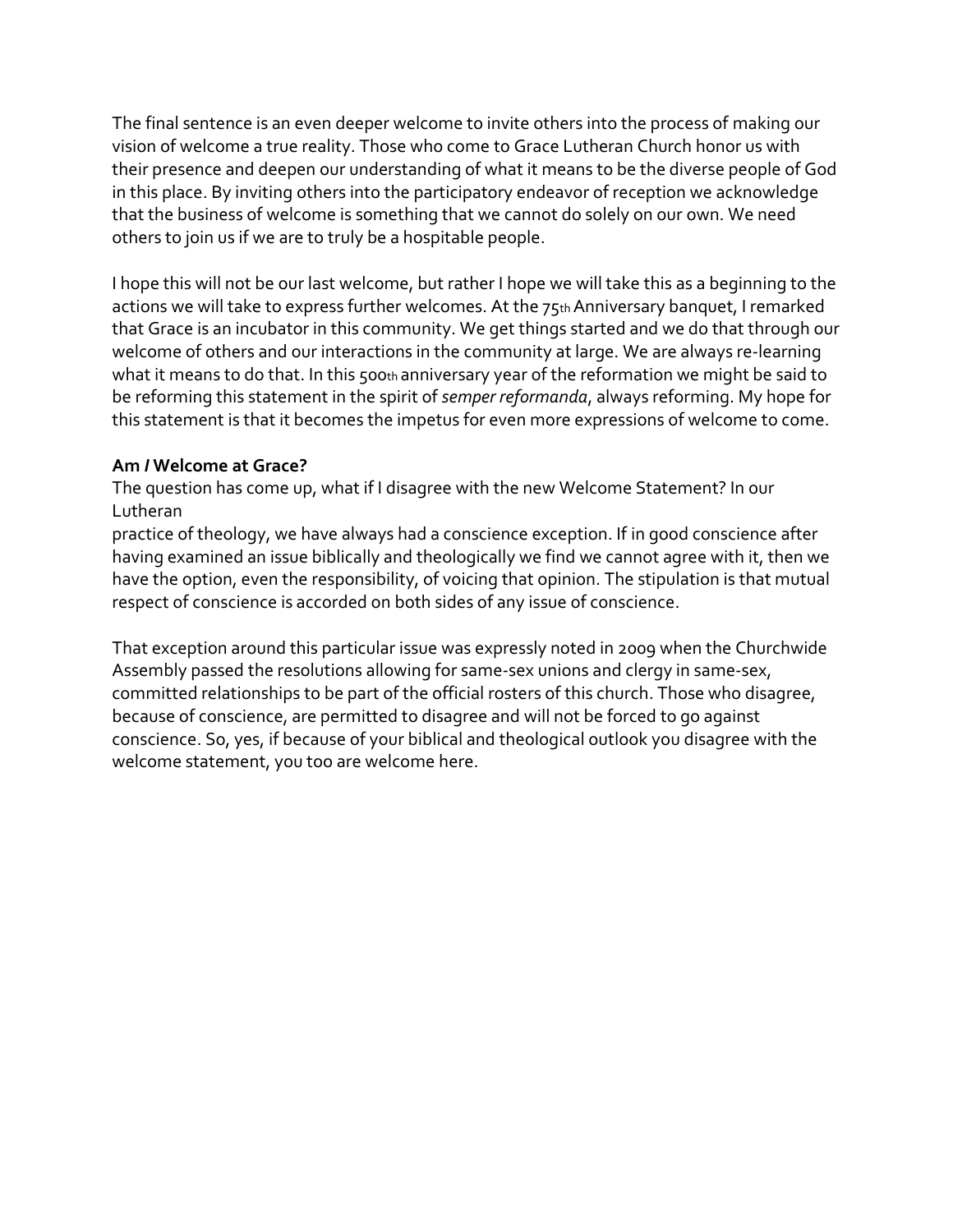The final sentence is an even deeper welcome to invite others into the process of making our vision of welcome a true reality. Those who come to Grace Lutheran Church honor us with their presence and deepen our understanding of what it means to be the diverse people of God in this place. By inviting others into the participatory endeavor of reception we acknowledge that the business of welcome is something that we cannot do solely on our own. We need others to join us if we are to truly be a hospitable people.

I hope this will not be our last welcome, but rather I hope we will take this as a beginning to the actions we will take to express further welcomes. At the 75th Anniversary banquet, I remarked that Grace is an incubator in this community. We get things started and we do that through our welcome of others and our interactions in the community at large. We are always re-learning what it means to do that. In this 500th anniversary year of the reformation we might be said to be reforming this statement in the spirit of *semper reformanda*, always reforming. My hope for this statement is that it becomes the impetus for even more expressions of welcome to come.

**Am *I* Welcome at Grace?**

The question has come up, what if I disagree with the new Welcome Statement? In our Lutheran practice of theology, we have always had a conscience exception. If in good conscience after having examined an issue biblically and theologically we find we cannot agree with it, then we have the option, even the responsibility, of voicing that opinion. The stipulation is that mutual respect of conscience is accorded on both sides of any issue of conscience.

That exception around this particular issue was expressly noted in 2009 when the Churchwide Assembly passed the resolutions allowing for same-sex unions and clergy in same-sex, committed relationships to be part of the official rosters of this church. Those who disagree, because of conscience, are permitted to disagree and will not be forced to go against conscience. So, yes, if because of your biblical and theological outlook you disagree with the welcome statement, you too are welcome here.